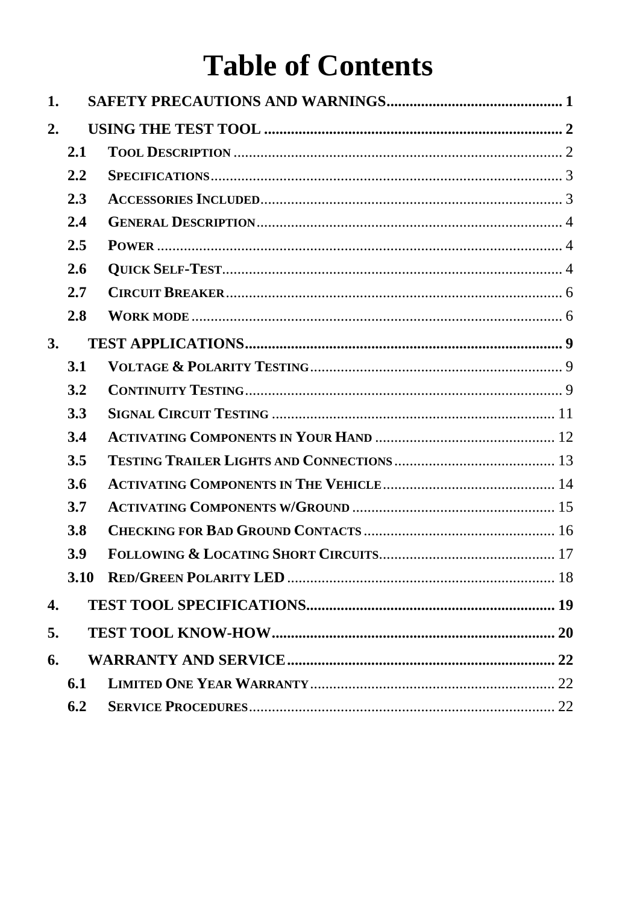# Table of Contents

**1. SAFETY PRECAUTIONS AND WARNINGS** ............................................. **1**

**2. USING THE TEST TOOL** ............................................. **2**

- **2.1 TOOL DESCRIPTION** ............................................. 2
- **2.2 SPECIFICATIONS** ............................................. 3
- **2.3 ACCESSORIES INCLUDED** ............................................. 3
- **2.4 GENERAL DESCRIPTION** ............................................. 4
- **2.5 POWER** ............................................. 4
- **2.6 QUICK SELF-TEST** ............................................. 4
- **2.7 CIRCUIT BREAKER** ............................................. 6
- **2.8 WORK MODE** ............................................. 6

**3. TEST APPLICATIONS** ............................................. **9**

- **3.1 VOLTAGE & POLARITY TESTING** ............................................. 9
- **3.2 CONTINUITY TESTING** ............................................. 9
- **3.3 SIGNAL CIRCUIT TESTING** ............................................. 11
- **3.4 ACTIVATING COMPONENTS IN YOUR HAND** ............................................. 12
- **3.5 TESTING TRAILER LIGHTS AND CONNECTIONS** ............................................. 13
- **3.6 ACTIVATING COMPONENTS IN THE VEHICLE** ............................................. 14
- **3.7 ACTIVATING COMPONENTS W/GROUND** ............................................. 15
- **3.8 CHECKING FOR BAD GROUND CONTACTS** ............................................. 16
- **3.9 FOLLOWING & LOCATING SHORT CIRCUITS** ............................................. 17
- **3.10 RED/GREEN POLARITY LED** ............................................. 18

**4. TEST TOOL SPECIFICATIONS** ............................................. **19**

**5. TEST TOOL KNOW-HOW** ............................................. **20**

**6. WARRANTY AND SERVICE** ............................................. **22**

- **6.1 LIMITED ONE YEAR WARRANTY** ............................................. 22
- **6.2 SERVICE PROCEDURES** ............................................. 22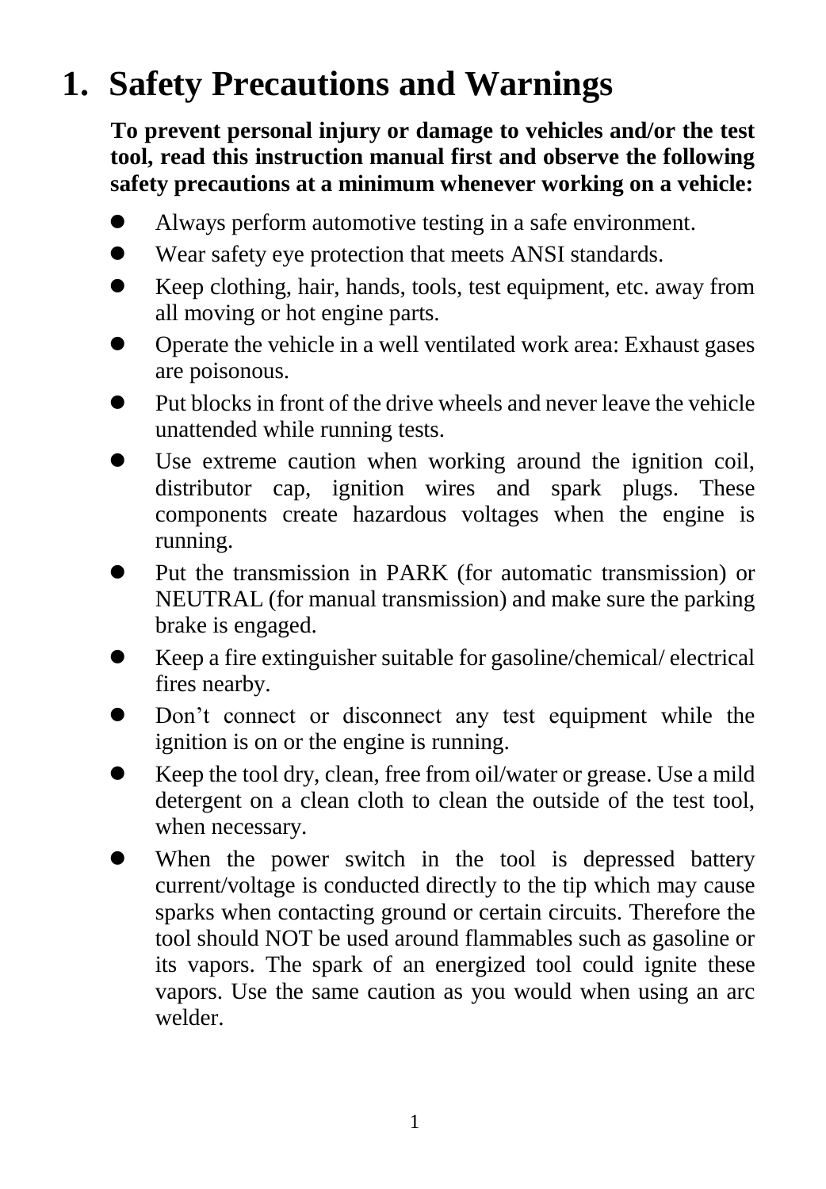# 1. Safety Precautions and Warnings

**To prevent personal injury or damage to vehicles and/or the test tool, read this instruction manual first and observe the following safety precautions at a minimum whenever working on a vehicle:**

- Always perform automotive testing in a safe environment.
- Wear safety eye protection that meets ANSI standards.
- Keep clothing, hair, hands, tools, test equipment, etc. away from all moving or hot engine parts.
- Operate the vehicle in a well ventilated work area: Exhaust gases are poisonous.
- Put blocks in front of the drive wheels and never leave the vehicle unattended while running tests.
- Use extreme caution when working around the ignition coil, distributor cap, ignition wires and spark plugs. These components create hazardous voltages when the engine is running.
- Put the transmission in PARK (for automatic transmission) or NEUTRAL (for manual transmission) and make sure the parking brake is engaged.
- Keep a fire extinguisher suitable for gasoline/chemical/ electrical fires nearby.
- Don't connect or disconnect any test equipment while the ignition is on or the engine is running.
- Keep the tool dry, clean, free from oil/water or grease. Use a mild detergent on a clean cloth to clean the outside of the test tool, when necessary.
- When the power switch in the tool is depressed battery current/voltage is conducted directly to the tip which may cause sparks when contacting ground or certain circuits. Therefore the tool should NOT be used around flammables such as gasoline or its vapors. The spark of an energized tool could ignite these vapors. Use the same caution as you would when using an arc welder.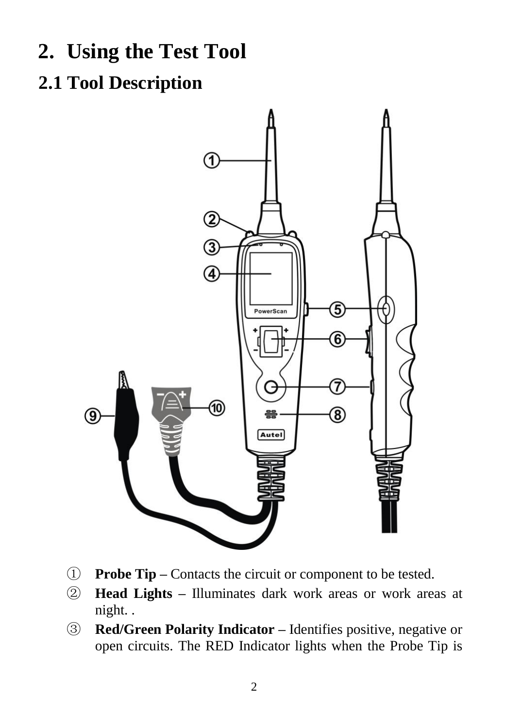# 2. Using the Test Tool

## 2.1 Tool Description

① **Probe Tip –** Contacts the circuit or component to be tested.

② **Head Lights –** Illuminates dark work areas or work areas at night. .

③ **Red/Green Polarity Indicator –** Identifies positive, negative or open circuits. The RED Indicator lights when the Probe Tip is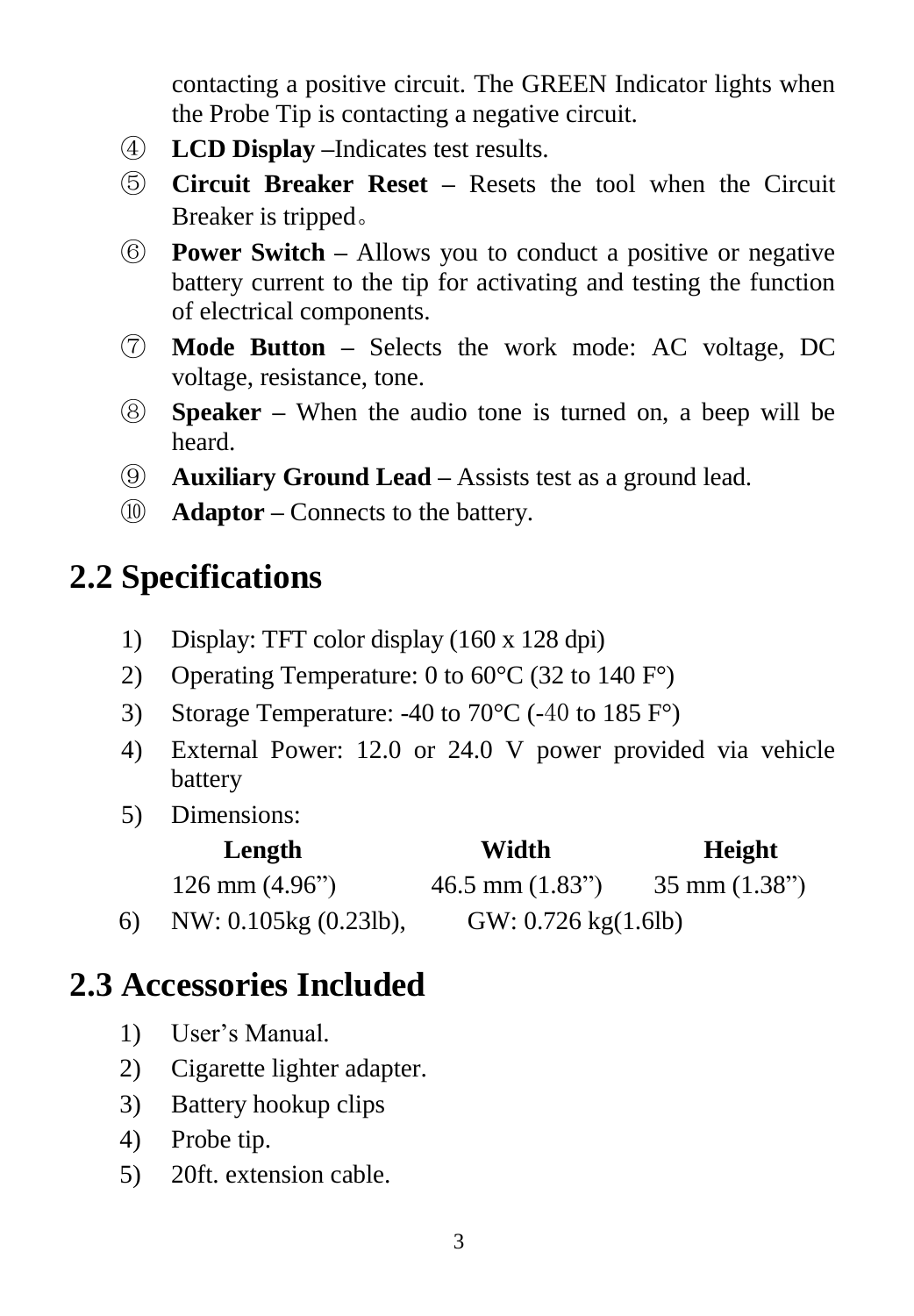contacting a positive circuit. The GREEN Indicator lights when the Probe Tip is contacting a negative circuit.

④ **LCD Display –**Indicates test results.

⑤ **Circuit Breaker Reset –** Resets the tool when the Circuit Breaker is tripped。

⑥ **Power Switch –** Allows you to conduct a positive or negative battery current to the tip for activating and testing the function of electrical components.

⑦ **Mode Button –** Selects the work mode: AC voltage, DC voltage, resistance, tone.

⑧ **Speaker –** When the audio tone is turned on, a beep will be heard.

⑨ **Auxiliary Ground Lead –** Assists test as a ground lead.

⑩ **Adaptor –** Connects to the battery.

## 2.2 Specifications

1) Display: TFT color display (160 x 128 dpi)
2) Operating Temperature: 0 to 60°C (32 to 140 F°)
3) Storage Temperature: -40 to 70°C (-40 to 185 F°)
4) External Power: 12.0 or 24.0 V power provided via vehicle battery
5) Dimensions:

| Length | Width | Height |
|---|---|---|
| 126 mm (4.96") | 46.5 mm (1.83") | 35 mm (1.38") |

6) NW: 0.105kg (0.23lb), GW: 0.726 kg(1.6lb)

## 2.3 Accessories Included

1) User's Manual.
2) Cigarette lighter adapter.
3) Battery hookup clips
4) Probe tip.
5) 20ft. extension cable.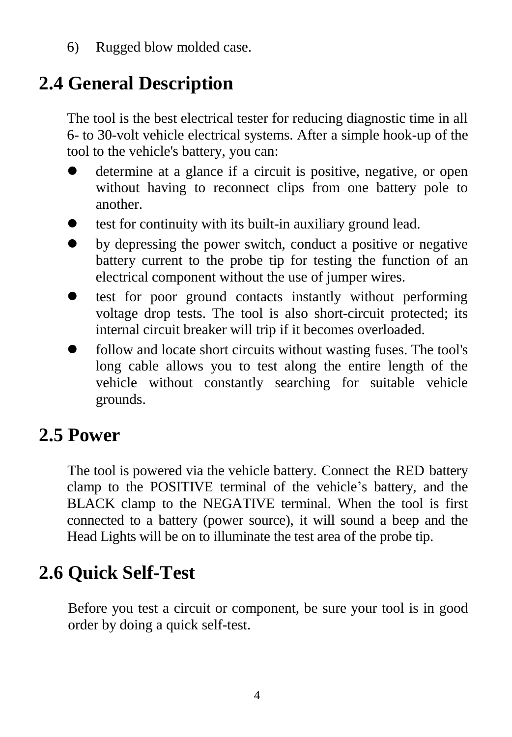6) Rugged blow molded case.

## 2.4 General Description

The tool is the best electrical tester for reducing diagnostic time in all 6- to 30-volt vehicle electrical systems. After a simple hook-up of the tool to the vehicle's battery, you can:

- determine at a glance if a circuit is positive, negative, or open without having to reconnect clips from one battery pole to another.
- test for continuity with its built-in auxiliary ground lead.
- by depressing the power switch, conduct a positive or negative battery current to the probe tip for testing the function of an electrical component without the use of jumper wires.
- test for poor ground contacts instantly without performing voltage drop tests. The tool is also short-circuit protected; its internal circuit breaker will trip if it becomes overloaded.
- follow and locate short circuits without wasting fuses. The tool's long cable allows you to test along the entire length of the vehicle without constantly searching for suitable vehicle grounds.

## 2.5 Power

The tool is powered via the vehicle battery. Connect the RED battery clamp to the POSITIVE terminal of the vehicle’s battery, and the BLACK clamp to the NEGATIVE terminal. When the tool is first connected to a battery (power source), it will sound a beep and the Head Lights will be on to illuminate the test area of the probe tip.

## 2.6 Quick Self-Test

Before you test a circuit or component, be sure your tool is in good order by doing a quick self-test.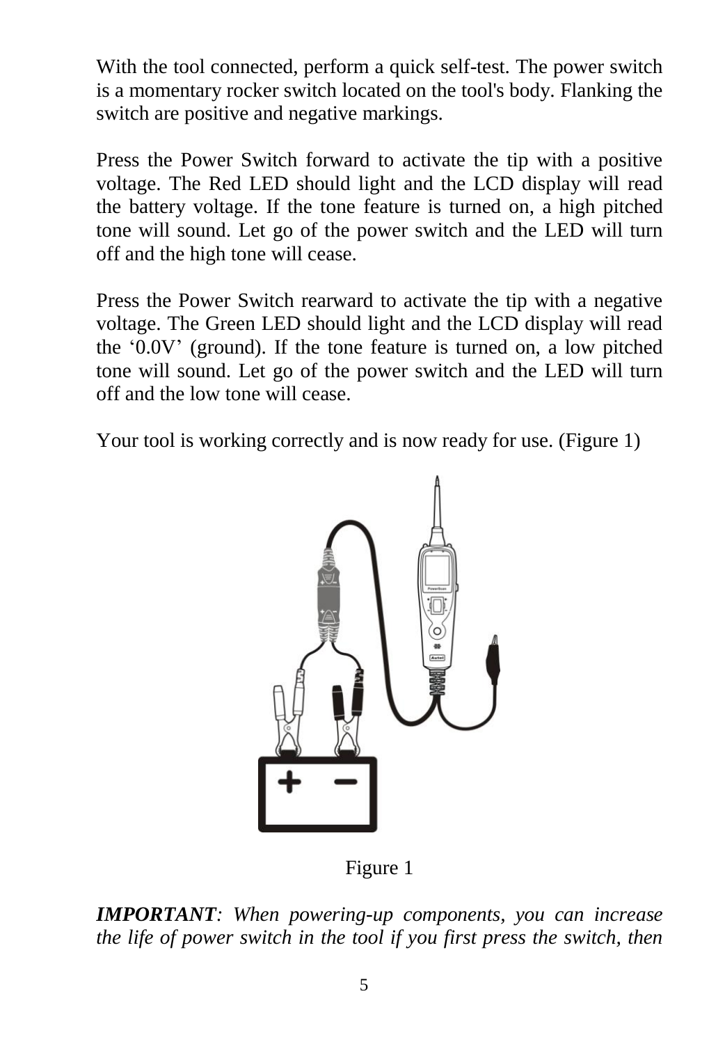With the tool connected, perform a quick self-test. The power switch is a momentary rocker switch located on the tool's body. Flanking the switch are positive and negative markings.

Press the Power Switch forward to activate the tip with a positive voltage. The Red LED should light and the LCD display will read the battery voltage. If the tone feature is turned on, a high pitched tone will sound. Let go of the power switch and the LED will turn off and the high tone will cease.

Press the Power Switch rearward to activate the tip with a negative voltage. The Green LED should light and the LCD display will read the ‘0.0V’ (ground). If the tone feature is turned on, a low pitched tone will sound. Let go of the power switch and the LED will turn off and the low tone will cease.

Your tool is working correctly and is now ready for use. (Figure 1)

Figure 1

***IMPORTANT****: When powering-up components, you can increase the life of power switch in the tool if you first press the switch, then*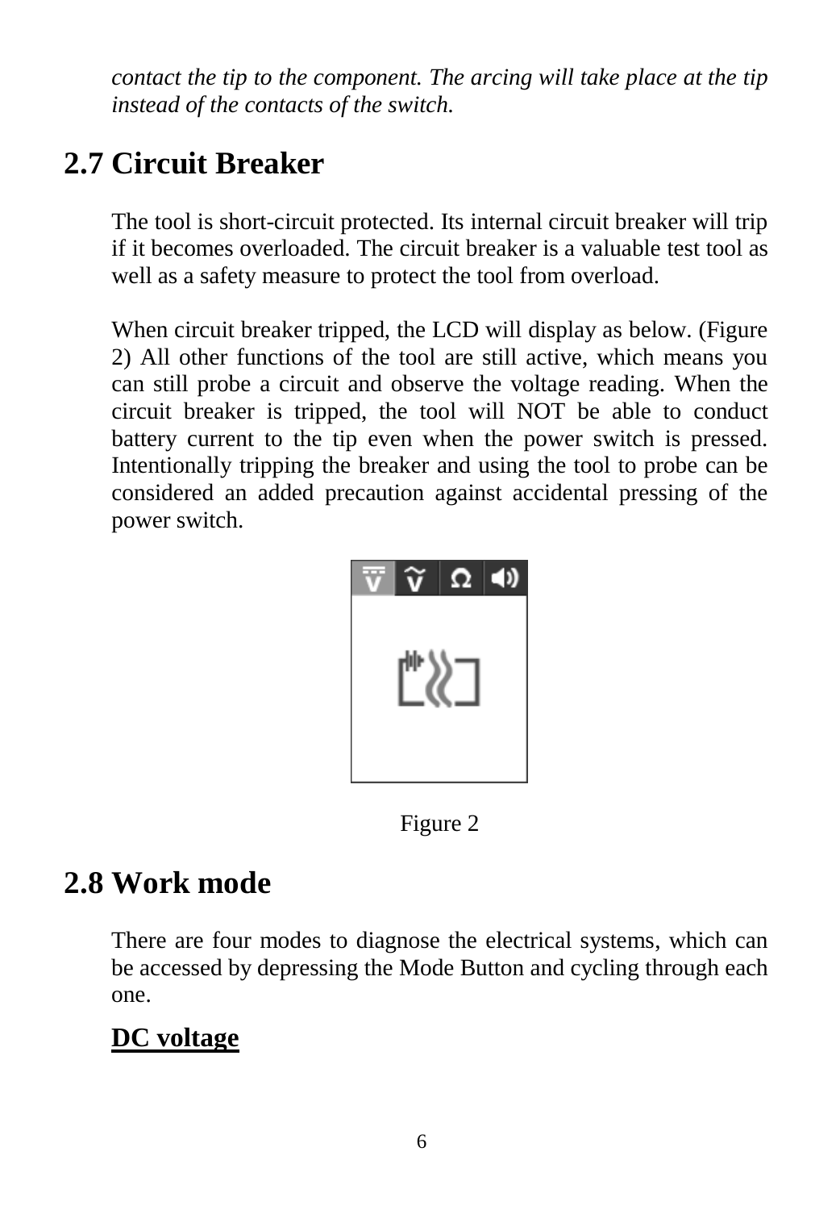*contact the tip to the component. The arcing will take place at the tip instead of the contacts of the switch.*

## 2.7 Circuit Breaker

The tool is short-circuit protected. Its internal circuit breaker will trip if it becomes overloaded. The circuit breaker is a valuable test tool as well as a safety measure to protect the tool from overload.

When circuit breaker tripped, the LCD will display as below. (Figure 2) All other functions of the tool are still active, which means you can still probe a circuit and observe the voltage reading. When the circuit breaker is tripped, the tool will NOT be able to conduct battery current to the tip even when the power switch is pressed. Intentionally tripping the breaker and using the tool to probe can be considered an added precaution against accidental pressing of the power switch.

Figure 2

## 2.8 Work mode

There are four modes to diagnose the electrical systems, which can be accessed by depressing the Mode Button and cycling through each one.

**DC voltage**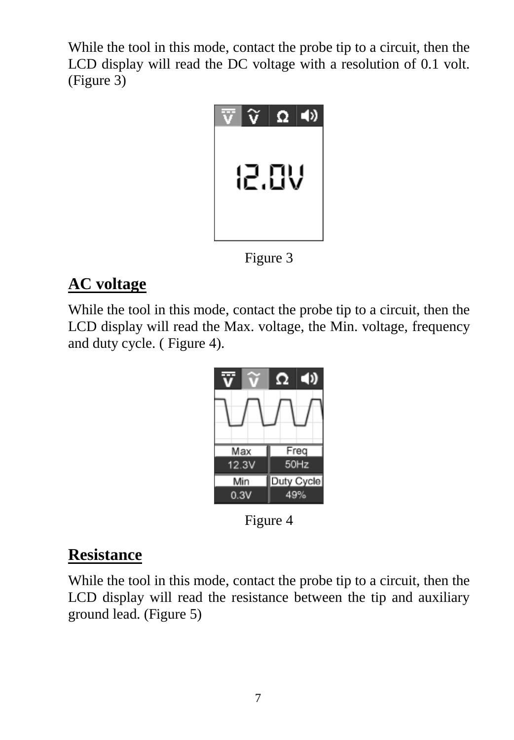While the tool in this mode, contact the probe tip to a circuit, then the LCD display will read the DC voltage with a resolution of 0.1 volt. (Figure 3)

Figure 3

## AC voltage

While the tool in this mode, contact the probe tip to a circuit, then the LCD display will read the Max. voltage, the Min. voltage, frequency and duty cycle. ( Figure 4).

Figure 4

## Resistance

While the tool in this mode, contact the probe tip to a circuit, then the LCD display will read the resistance between the tip and auxiliary ground lead. (Figure 5)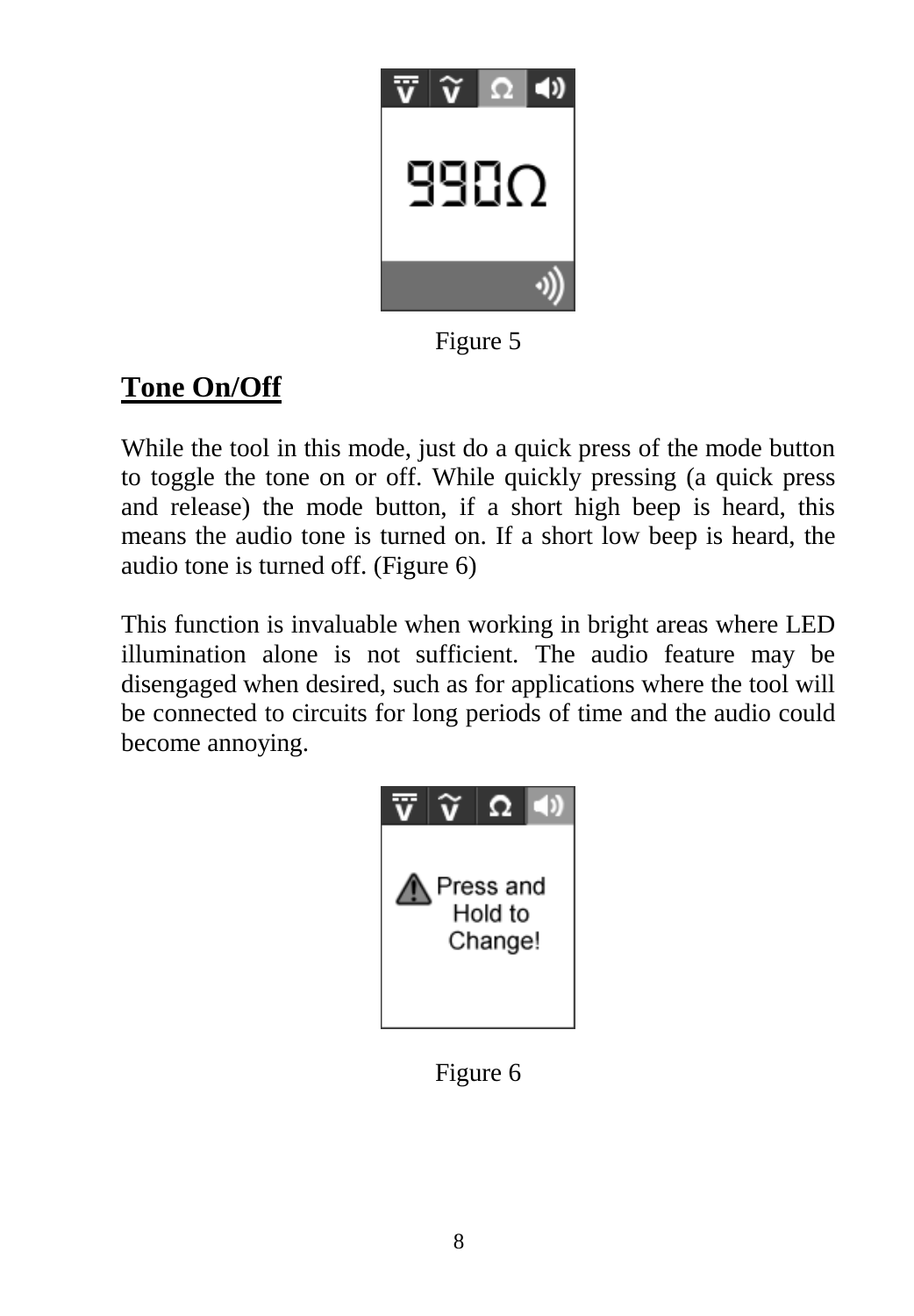Figure 5

## Tone On/Off

While the tool in this mode, just do a quick press of the mode button to toggle the tone on or off. While quickly pressing (a quick press and release) the mode button, if a short high beep is heard, this means the audio tone is turned on. If a short low beep is heard, the audio tone is turned off. (Figure 6)

This function is invaluable when working in bright areas where LED illumination alone is not sufficient. The audio feature may be disengaged when desired, such as for applications where the tool will be connected to circuits for long periods of time and the audio could become annoying.

Figure 6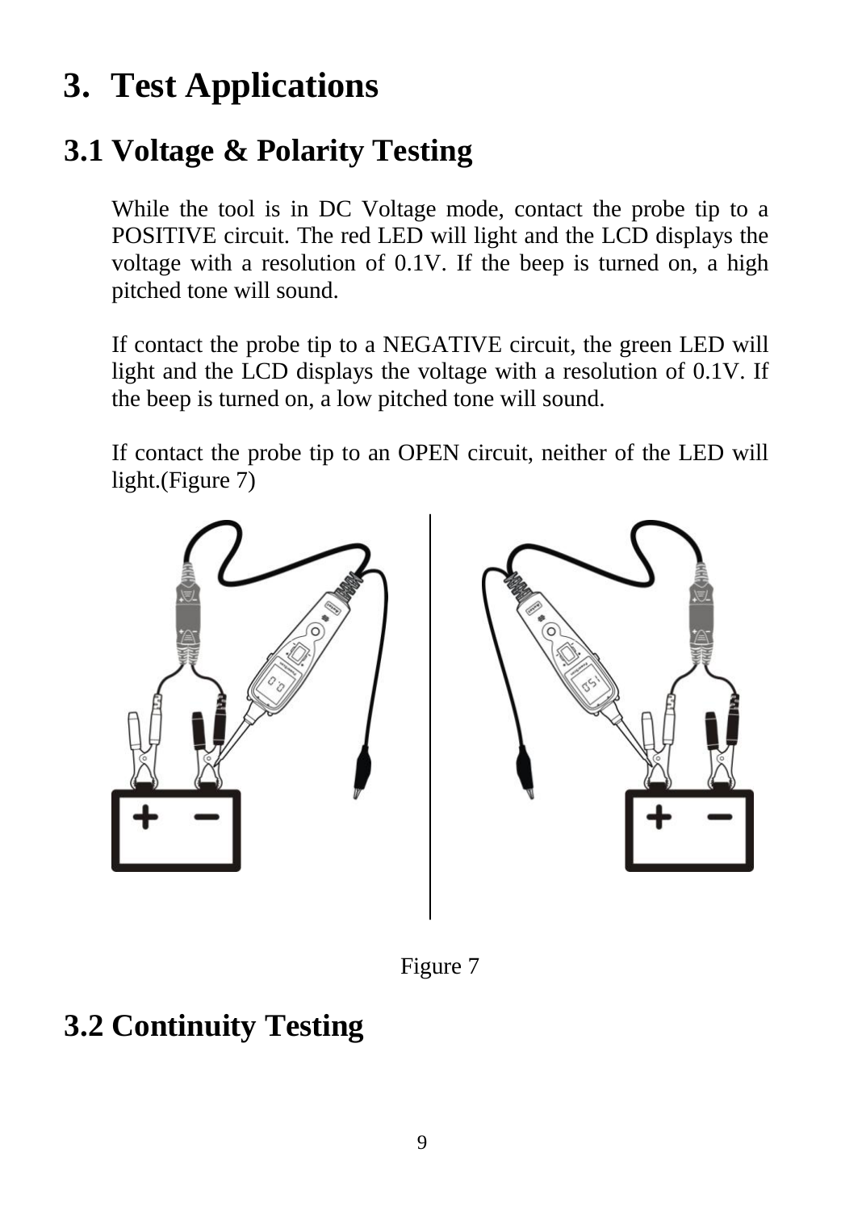# 3. Test Applications

## 3.1 Voltage & Polarity Testing

While the tool is in DC Voltage mode, contact the probe tip to a POSITIVE circuit. The red LED will light and the LCD displays the voltage with a resolution of 0.1V. If the beep is turned on, a high pitched tone will sound.

If contact the probe tip to a NEGATIVE circuit, the green LED will light and the LCD displays the voltage with a resolution of 0.1V. If the beep is turned on, a low pitched tone will sound.

If contact the probe tip to an OPEN circuit, neither of the LED will light.(Figure 7)

Figure 7

## 3.2 Continuity Testing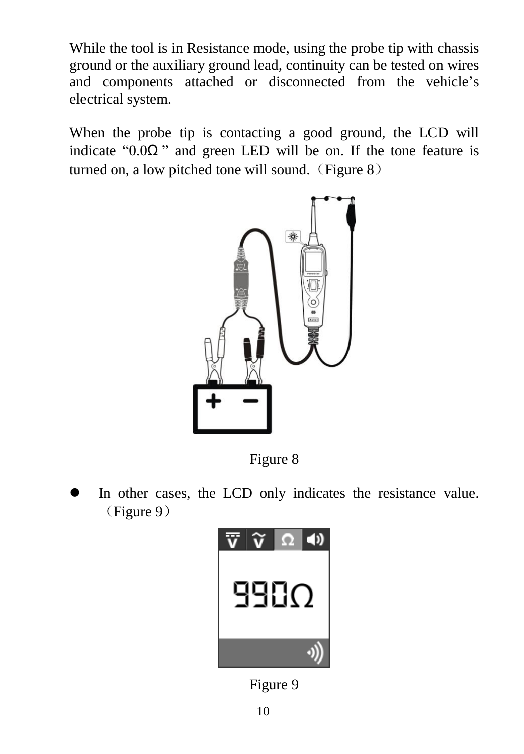While the tool is in Resistance mode, using the probe tip with chassis ground or the auxiliary ground lead, continuity can be tested on wires and components attached or disconnected from the vehicle's electrical system.

When the probe tip is contacting a good ground, the LCD will indicate "0.0Ω" and green LED will be on. If the tone feature is turned on, a low pitched tone will sound.（Figure 8）

Figure 8

- In other cases, the LCD only indicates the resistance value.（Figure 9）

Figure 9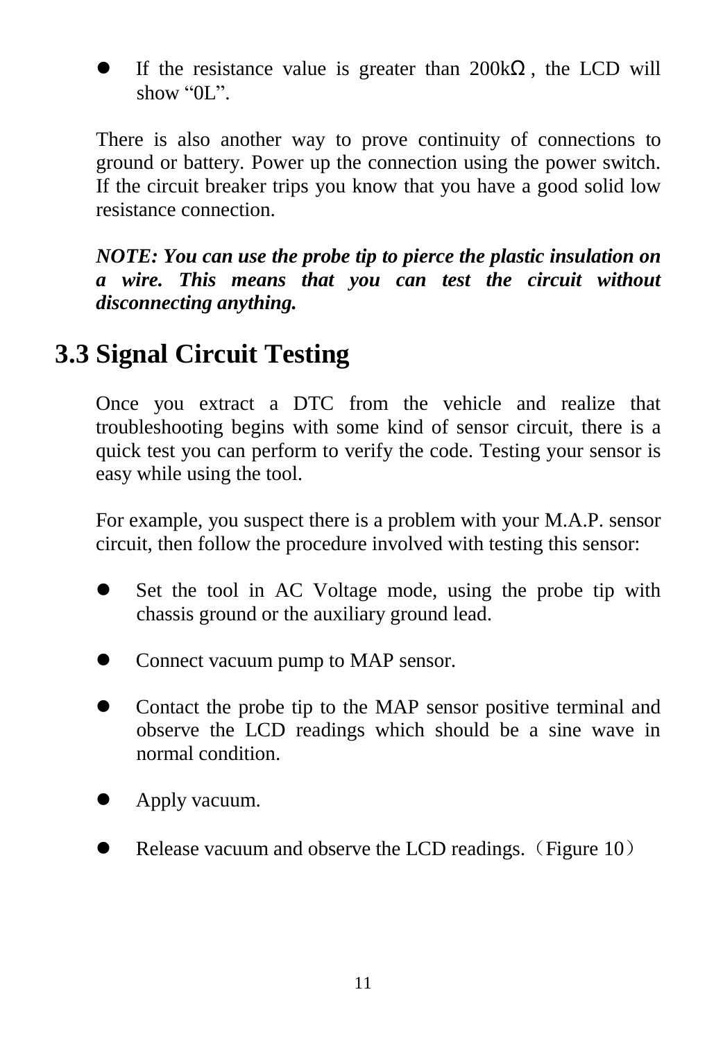- If the resistance value is greater than 200kΩ, the LCD will show “0L”.

There is also another way to prove continuity of connections to ground or battery. Power up the connection using the power switch. If the circuit breaker trips you know that you have a good solid low resistance connection.

***NOTE: You can use the probe tip to pierce the plastic insulation on a wire. This means that you can test the circuit without disconnecting anything.***

## 3.3 Signal Circuit Testing

Once you extract a DTC from the vehicle and realize that troubleshooting begins with some kind of sensor circuit, there is a quick test you can perform to verify the code. Testing your sensor is easy while using the tool.

For example, you suspect there is a problem with your M.A.P. sensor circuit, then follow the procedure involved with testing this sensor:

- Set the tool in AC Voltage mode, using the probe tip with chassis ground or the auxiliary ground lead.
- Connect vacuum pump to MAP sensor.
- Contact the probe tip to the MAP sensor positive terminal and observe the LCD readings which should be a sine wave in normal condition.
- Apply vacuum.
- Release vacuum and observe the LCD readings.（Figure 10）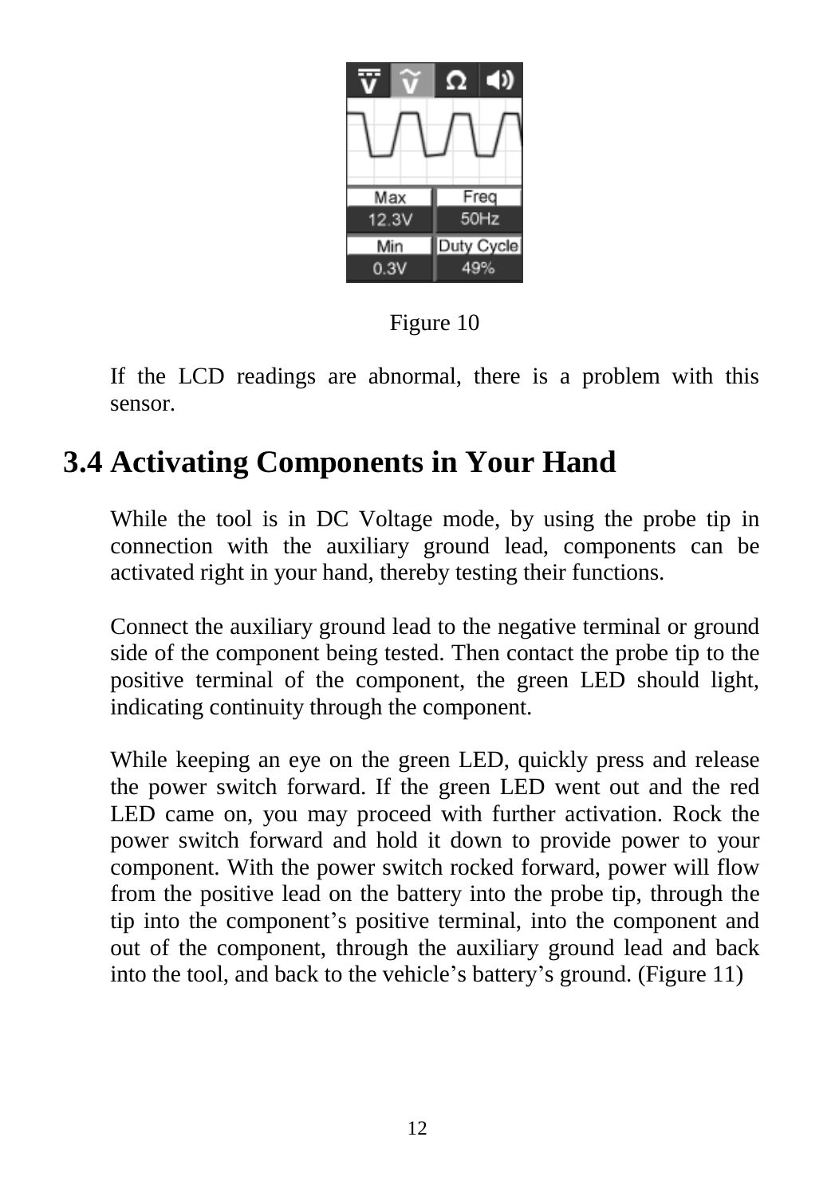Figure 10

If the LCD readings are abnormal, there is a problem with this sensor.

## 3.4 Activating Components in Your Hand

While the tool is in DC Voltage mode, by using the probe tip in connection with the auxiliary ground lead, components can be activated right in your hand, thereby testing their functions.

Connect the auxiliary ground lead to the negative terminal or ground side of the component being tested. Then contact the probe tip to the positive terminal of the component, the green LED should light, indicating continuity through the component.

While keeping an eye on the green LED, quickly press and release the power switch forward. If the green LED went out and the red LED came on, you may proceed with further activation. Rock the power switch forward and hold it down to provide power to your component. With the power switch rocked forward, power will flow from the positive lead on the battery into the probe tip, through the tip into the component's positive terminal, into the component and out of the component, through the auxiliary ground lead and back into the tool, and back to the vehicle's battery's ground. (Figure 11)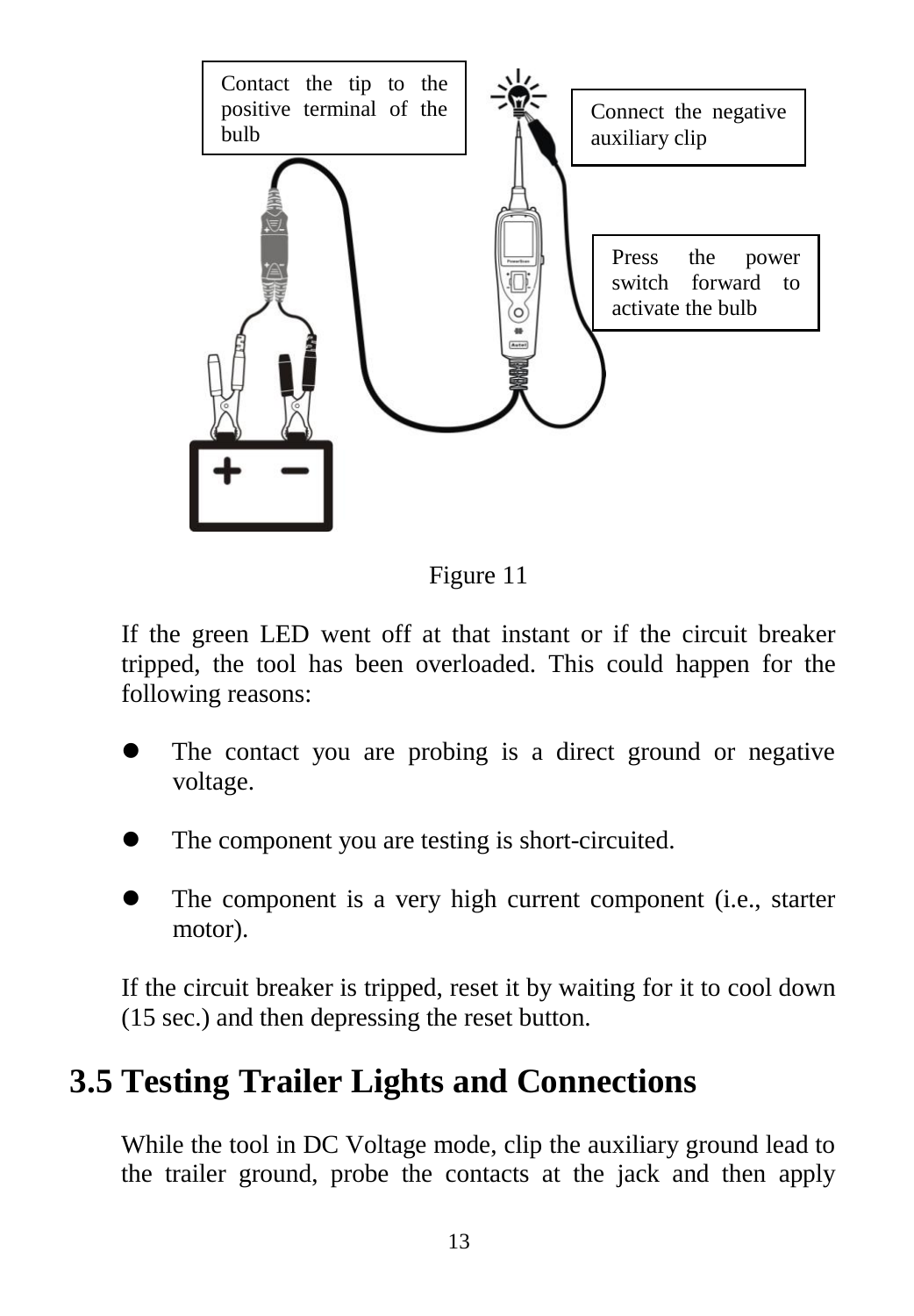Contact the tip to the positive terminal of the bulb

Connect the negative auxiliary clip

Press the power switch forward to activate the bulb

Figure 11

If the green LED went off at that instant or if the circuit breaker tripped, the tool has been overloaded. This could happen for the following reasons:

- The contact you are probing is a direct ground or negative voltage.
- The component you are testing is short-circuited.
- The component is a very high current component (i.e., starter motor).

If the circuit breaker is tripped, reset it by waiting for it to cool down (15 sec.) and then depressing the reset button.

## 3.5 Testing Trailer Lights and Connections

While the tool in DC Voltage mode, clip the auxiliary ground lead to the trailer ground, probe the contacts at the jack and then apply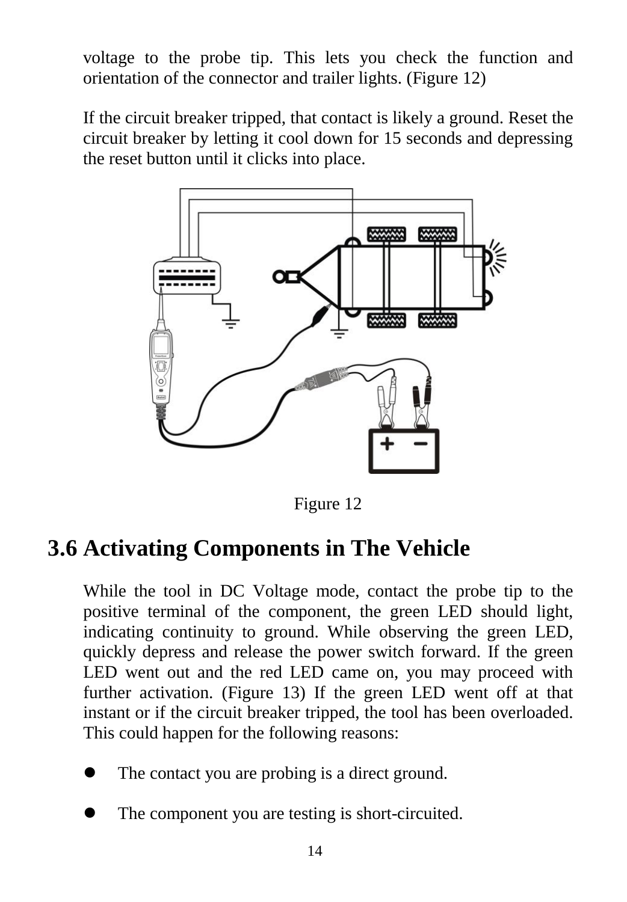voltage to the probe tip. This lets you check the function and orientation of the connector and trailer lights. (Figure 12)

If the circuit breaker tripped, that contact is likely a ground. Reset the circuit breaker by letting it cool down for 15 seconds and depressing the reset button until it clicks into place.

Figure 12

## 3.6 Activating Components in The Vehicle

While the tool in DC Voltage mode, contact the probe tip to the positive terminal of the component, the green LED should light, indicating continuity to ground. While observing the green LED, quickly depress and release the power switch forward. If the green LED went out and the red LED came on, you may proceed with further activation. (Figure 13) If the green LED went off at that instant or if the circuit breaker tripped, the tool has been overloaded. This could happen for the following reasons:

- The contact you are probing is a direct ground.
- The component you are testing is short-circuited.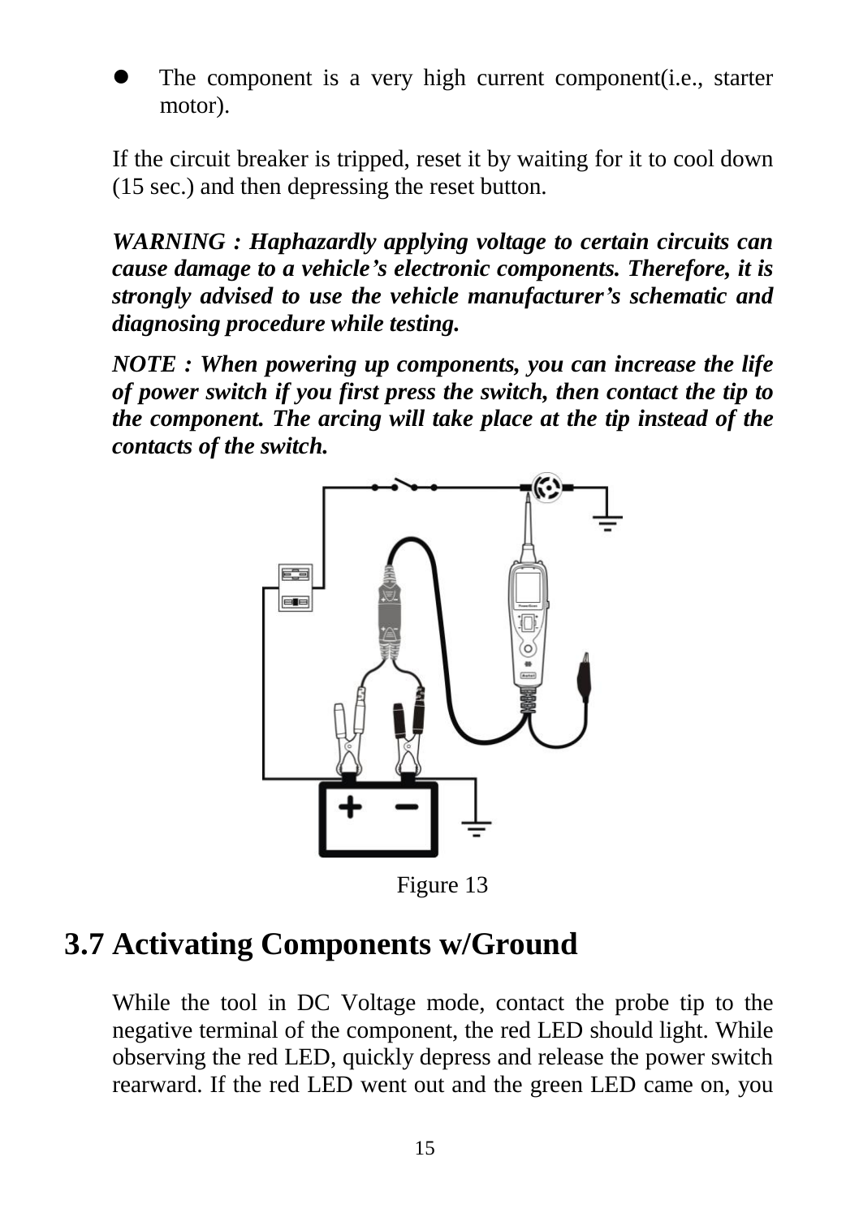- The component is a very high current component(i.e., starter motor).

If the circuit breaker is tripped, reset it by waiting for it to cool down (15 sec.) and then depressing the reset button.

***WARNING : Haphazardly applying voltage to certain circuits can cause damage to a vehicle's electronic components. Therefore, it is strongly advised to use the vehicle manufacturer's schematic and diagnosing procedure while testing.***

***NOTE : When powering up components, you can increase the life of power switch if you first press the switch, then contact the tip to the component. The arcing will take place at the tip instead of the contacts of the switch.***

Figure 13

## 3.7 Activating Components w/Ground

While the tool in DC Voltage mode, contact the probe tip to the negative terminal of the component, the red LED should light. While observing the red LED, quickly depress and release the power switch rearward. If the red LED went out and the green LED came on, you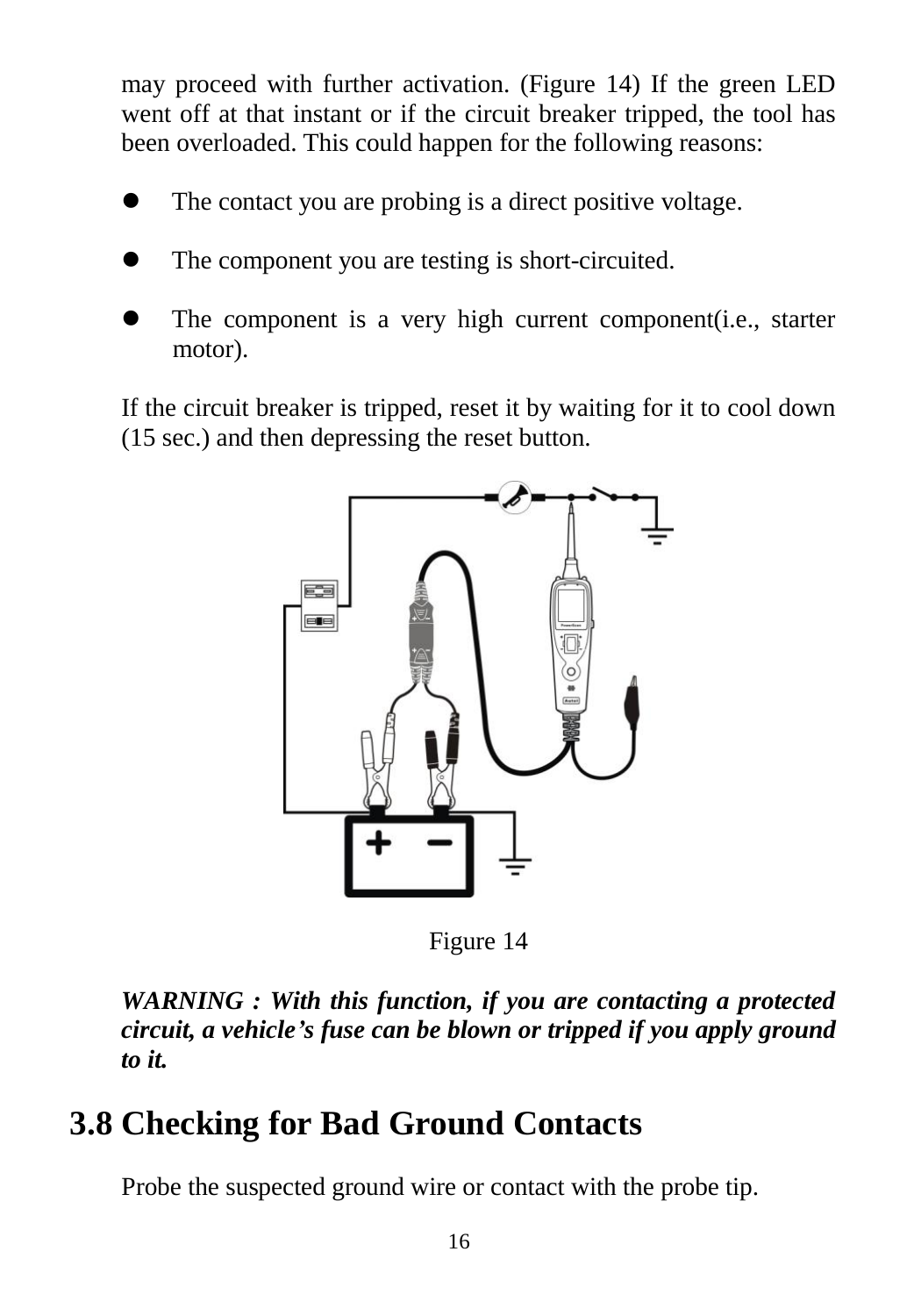may proceed with further activation. (Figure 14) If the green LED went off at that instant or if the circuit breaker tripped, the tool has been overloaded. This could happen for the following reasons:

- The contact you are probing is a direct positive voltage.
- The component you are testing is short-circuited.
- The component is a very high current component(i.e., starter motor).

If the circuit breaker is tripped, reset it by waiting for it to cool down (15 sec.) and then depressing the reset button.

Figure 14

***WARNING : With this function, if you are contacting a protected circuit, a vehicle's fuse can be blown or tripped if you apply ground to it.***

## 3.8 Checking for Bad Ground Contacts

Probe the suspected ground wire or contact with the probe tip.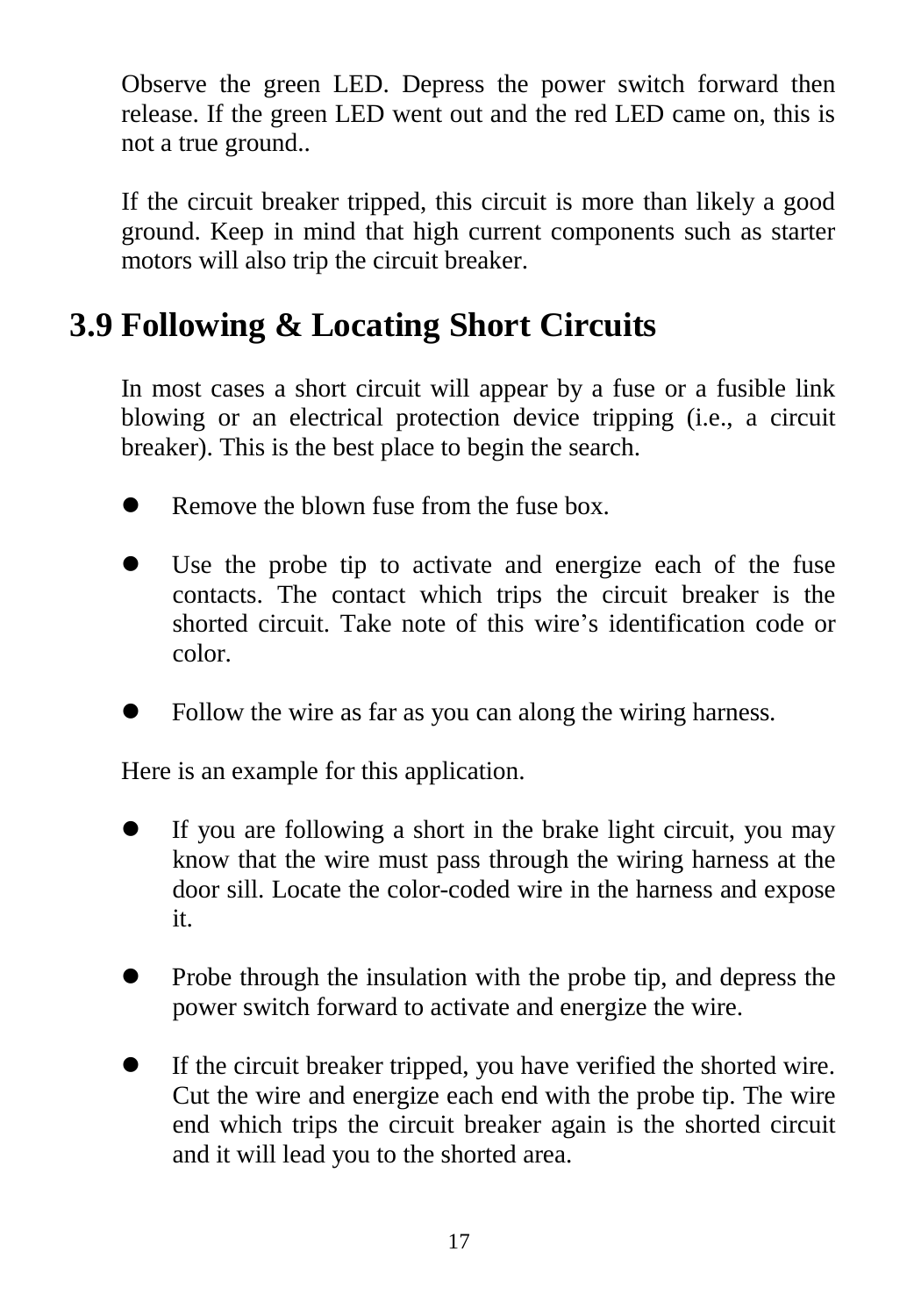Observe the green LED. Depress the power switch forward then release. If the green LED went out and the red LED came on, this is not a true ground..

If the circuit breaker tripped, this circuit is more than likely a good ground. Keep in mind that high current components such as starter motors will also trip the circuit breaker.

## 3.9 Following & Locating Short Circuits

In most cases a short circuit will appear by a fuse or a fusible link blowing or an electrical protection device tripping (i.e., a circuit breaker). This is the best place to begin the search.

- Remove the blown fuse from the fuse box.

- Use the probe tip to activate and energize each of the fuse contacts. The contact which trips the circuit breaker is the shorted circuit. Take note of this wire's identification code or color.

- Follow the wire as far as you can along the wiring harness.

Here is an example for this application.

- If you are following a short in the brake light circuit, you may know that the wire must pass through the wiring harness at the door sill. Locate the color-coded wire in the harness and expose it.

- Probe through the insulation with the probe tip, and depress the power switch forward to activate and energize the wire.

- If the circuit breaker tripped, you have verified the shorted wire. Cut the wire and energize each end with the probe tip. The wire end which trips the circuit breaker again is the shorted circuit and it will lead you to the shorted area.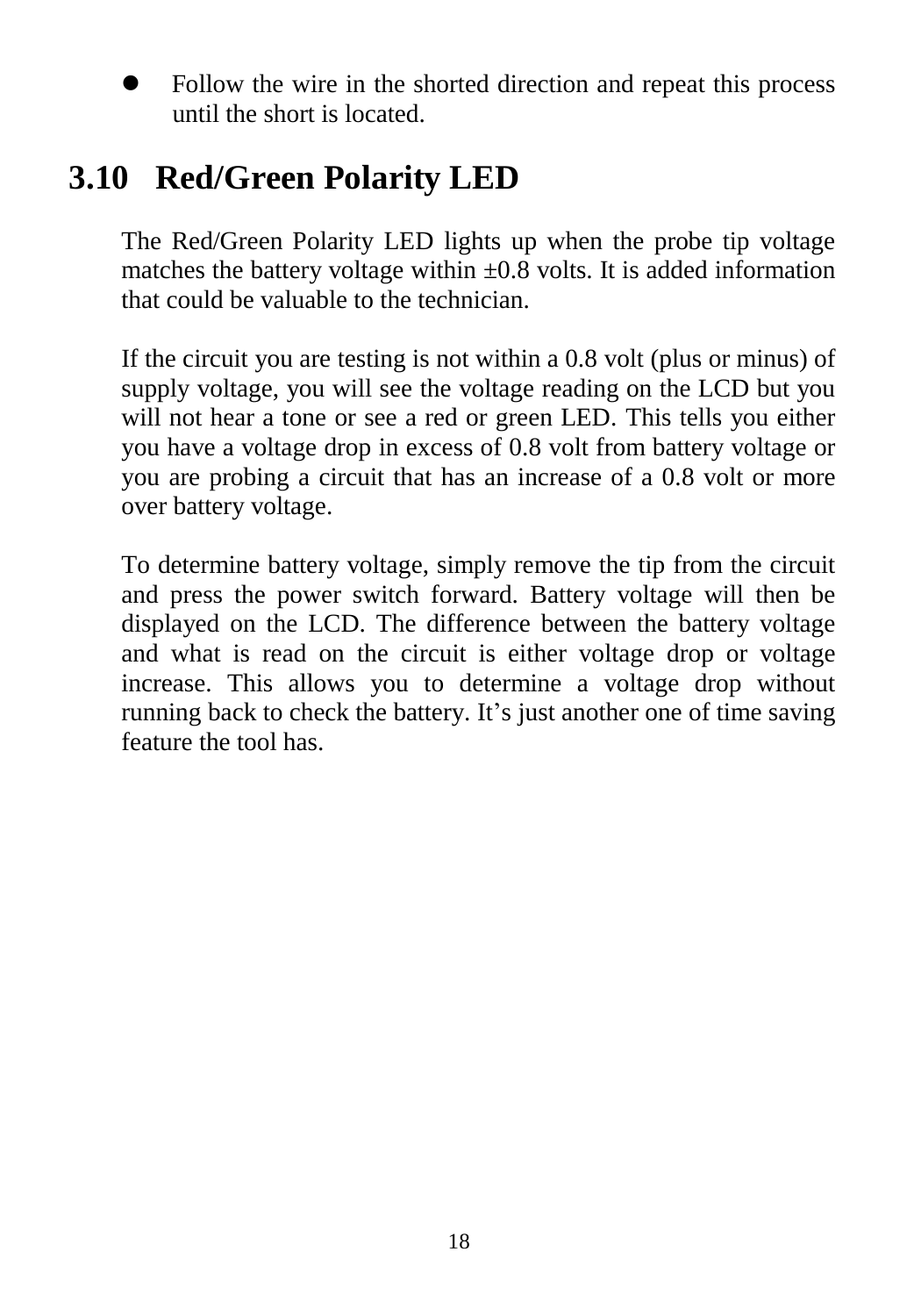- Follow the wire in the shorted direction and repeat this process until the short is located.

## 3.10 Red/Green Polarity LED

The Red/Green Polarity LED lights up when the probe tip voltage matches the battery voltage within ±0.8 volts. It is added information that could be valuable to the technician.

If the circuit you are testing is not within a 0.8 volt (plus or minus) of supply voltage, you will see the voltage reading on the LCD but you will not hear a tone or see a red or green LED. This tells you either you have a voltage drop in excess of 0.8 volt from battery voltage or you are probing a circuit that has an increase of a 0.8 volt or more over battery voltage.

To determine battery voltage, simply remove the tip from the circuit and press the power switch forward. Battery voltage will then be displayed on the LCD. The difference between the battery voltage and what is read on the circuit is either voltage drop or voltage increase. This allows you to determine a voltage drop without running back to check the battery. It's just another one of time saving feature the tool has.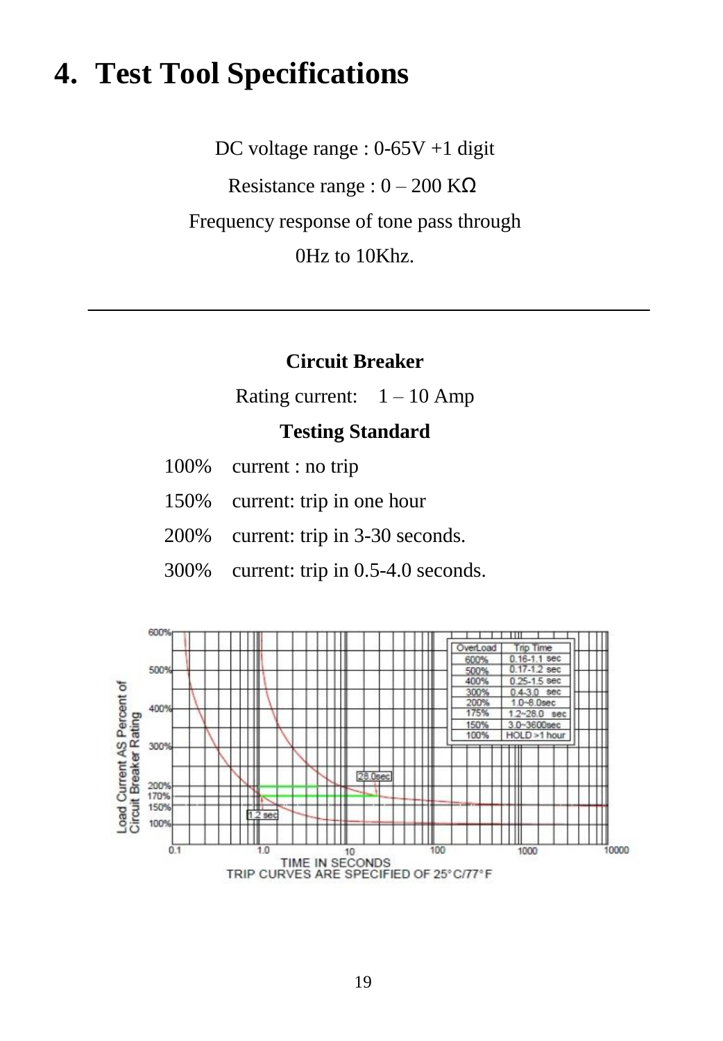# 4. Test Tool Specifications

DC voltage range : 0-65V +1 digit

Resistance range : 0 – 200 KΩ

Frequency response of tone pass through

0Hz to 10Khz.

---

**Circuit Breaker**

Rating current: 1 – 10 Amp

**Testing Standard**

100% current : no trip

150% current: trip in one hour

200% current: trip in 3-30 seconds.

300% current: trip in 0.5-4.0 seconds.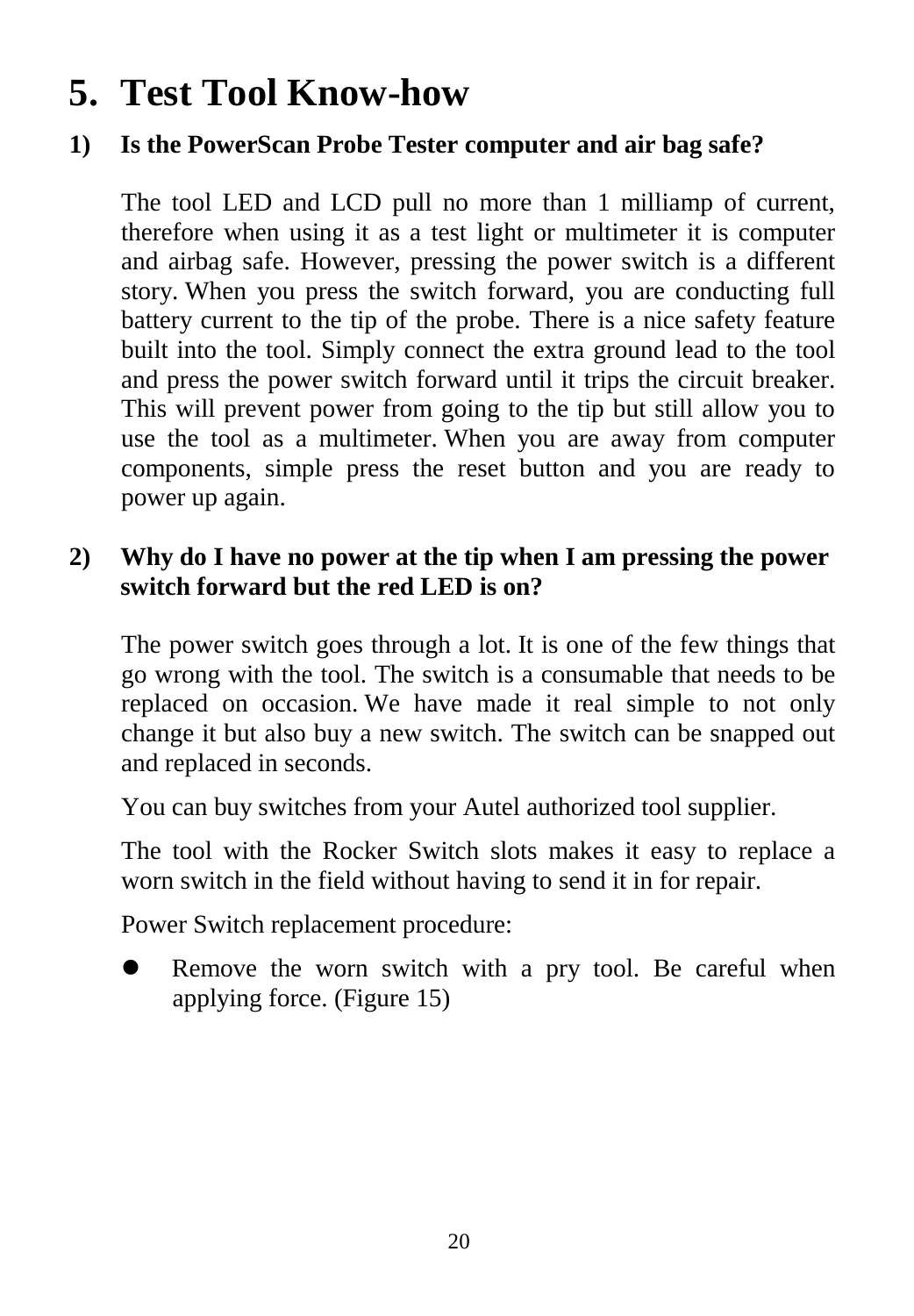# 5. Test Tool Know-how

**1) Is the PowerScan Probe Tester computer and air bag safe?**

The tool LED and LCD pull no more than 1 milliamp of current, therefore when using it as a test light or multimeter it is computer and airbag safe. However, pressing the power switch is a different story. When you press the switch forward, you are conducting full battery current to the tip of the probe. There is a nice safety feature built into the tool. Simply connect the extra ground lead to the tool and press the power switch forward until it trips the circuit breaker. This will prevent power from going to the tip but still allow you to use the tool as a multimeter. When you are away from computer components, simple press the reset button and you are ready to power up again.

**2) Why do I have no power at the tip when I am pressing the power switch forward but the red LED is on?**

The power switch goes through a lot. It is one of the few things that go wrong with the tool. The switch is a consumable that needs to be replaced on occasion. We have made it real simple to not only change it but also buy a new switch. The switch can be snapped out and replaced in seconds.

You can buy switches from your Autel authorized tool supplier.

The tool with the Rocker Switch slots makes it easy to replace a worn switch in the field without having to send it in for repair.

Power Switch replacement procedure:

- Remove the worn switch with a pry tool. Be careful when applying force. (Figure 15)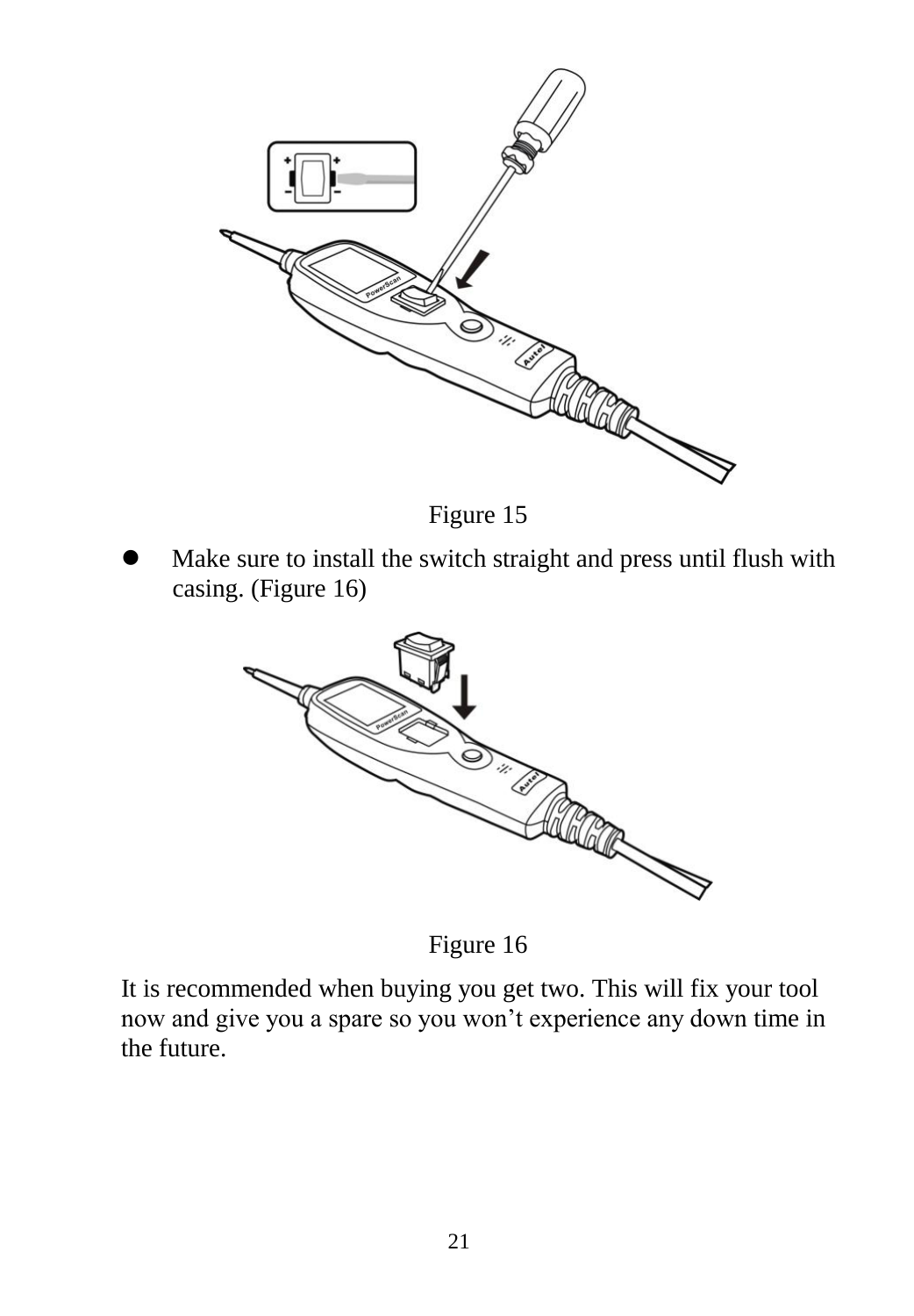Figure 15

- Make sure to install the switch straight and press until flush with casing. (Figure 16)

Figure 16

It is recommended when buying you get two. This will fix your tool now and give you a spare so you won’t experience any down time in the future.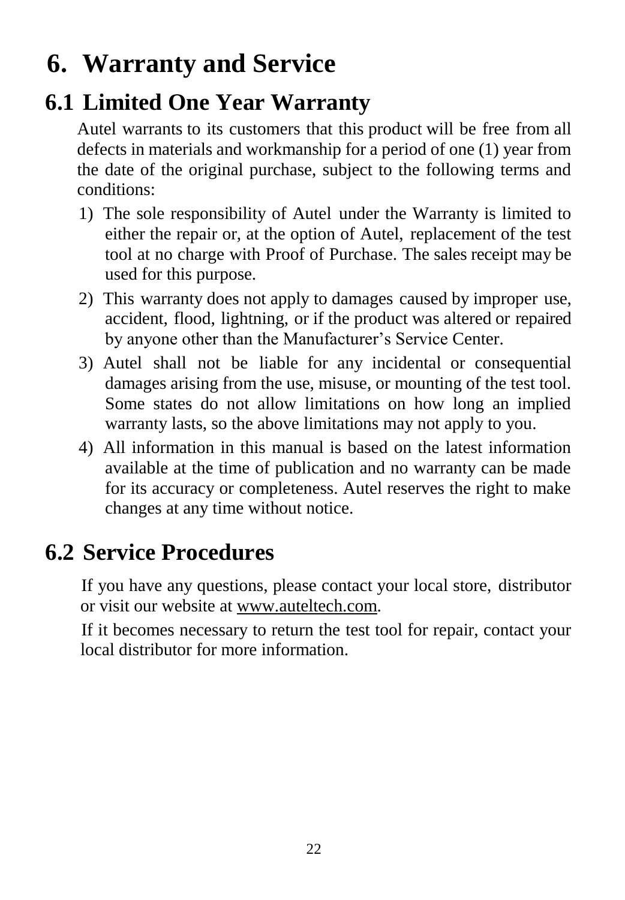# 6. Warranty and Service

## 6.1 Limited One Year Warranty

Autel warrants to its customers that this product will be free from all defects in materials and workmanship for a period of one (1) year from the date of the original purchase, subject to the following terms and conditions:

1) The sole responsibility of Autel under the Warranty is limited to either the repair or, at the option of Autel, replacement of the test tool at no charge with Proof of Purchase. The sales receipt may be used for this purpose.
2) This warranty does not apply to damages caused by improper use, accident, flood, lightning, or if the product was altered or repaired by anyone other than the Manufacturer's Service Center.
3) Autel shall not be liable for any incidental or consequential damages arising from the use, misuse, or mounting of the test tool. Some states do not allow limitations on how long an implied warranty lasts, so the above limitations may not apply to you.
4) All information in this manual is based on the latest information available at the time of publication and no warranty can be made for its accuracy or completeness. Autel reserves the right to make changes at any time without notice.

## 6.2 Service Procedures

If you have any questions, please contact your local store, distributor or visit our website at www.auteltech.com.

If it becomes necessary to return the test tool for repair, contact your local distributor for more information.